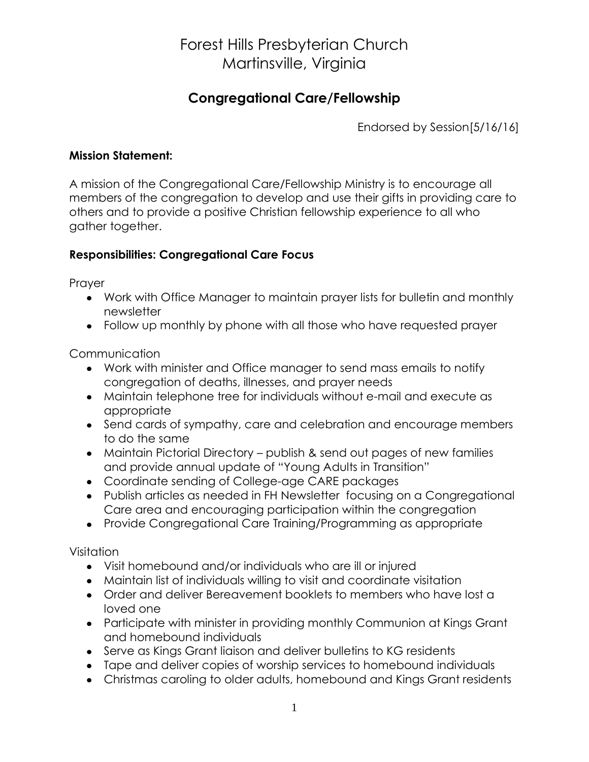# Forest Hills Presbyterian Church
# Martinsville, Virginia

## Congregational Care/Fellowship

Endorsed by Session[5/16/16]

**Mission Statement:**

A mission of the Congregational Care/Fellowship Ministry is to encourage all members of the congregation to develop and use their gifts in providing care to others and to provide a positive Christian fellowship experience to all who gather together.

**Responsibilities: Congregational Care Focus**

Prayer

- Work with Office Manager to maintain prayer lists for bulletin and monthly newsletter
- Follow up monthly by phone with all those who have requested prayer

Communication

- Work with minister and Office manager to send mass emails to notify congregation of deaths, illnesses, and prayer needs
- Maintain telephone tree for individuals without e-mail and execute as appropriate
- Send cards of sympathy, care and celebration and encourage members to do the same
- Maintain Pictorial Directory – publish & send out pages of new families and provide annual update of "Young Adults in Transition"
- Coordinate sending of College-age CARE packages
- Publish articles as needed in FH Newsletter focusing on a Congregational Care area and encouraging participation within the congregation
- Provide Congregational Care Training/Programming as appropriate

Visitation

- Visit homebound and/or individuals who are ill or injured
- Maintain list of individuals willing to visit and coordinate visitation
- Order and deliver Bereavement booklets to members who have lost a loved one
- Participate with minister in providing monthly Communion at Kings Grant and homebound individuals
- Serve as Kings Grant liaison and deliver bulletins to KG residents
- Tape and deliver copies of worship services to homebound individuals
- Christmas caroling to older adults, homebound and Kings Grant residents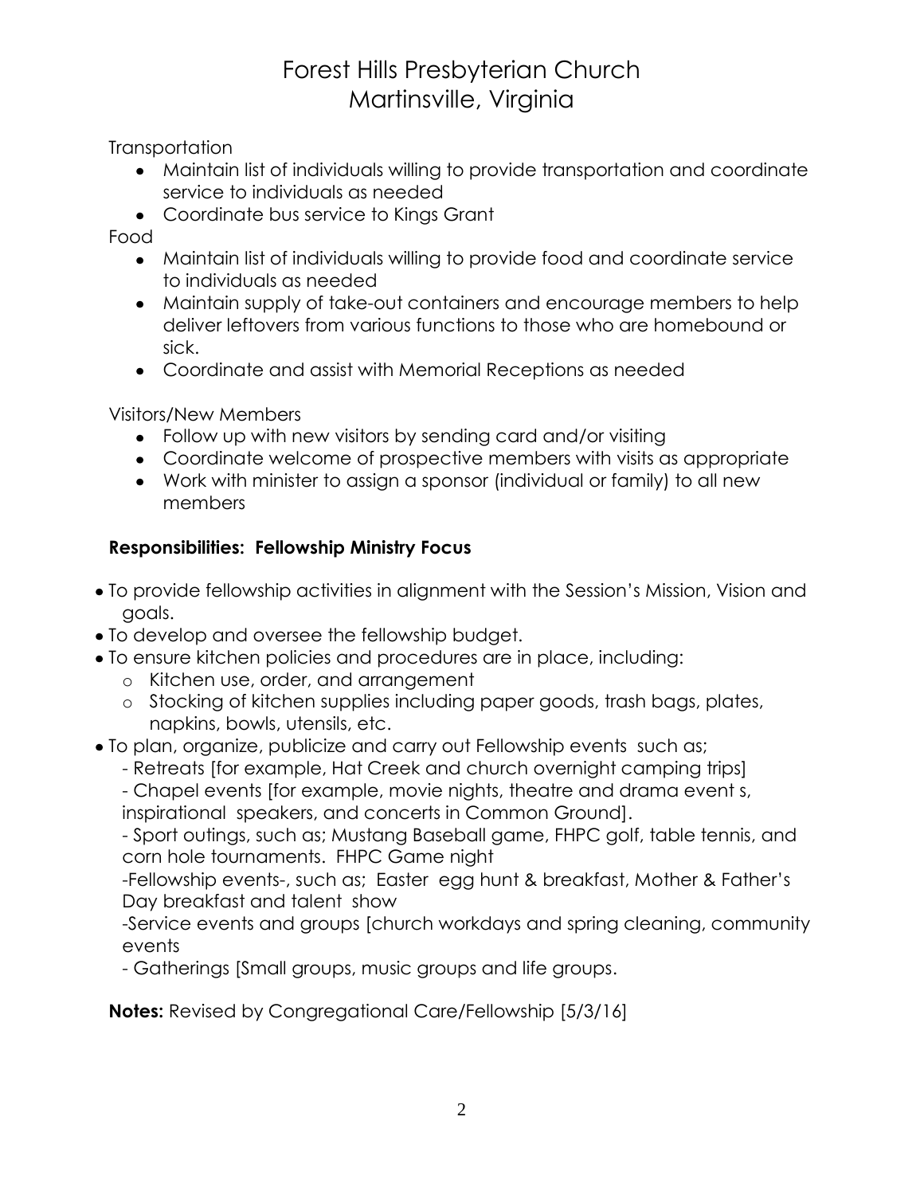# Forest Hills Presbyterian Church
# Martinsville, Virginia

Transportation

- Maintain list of individuals willing to provide transportation and coordinate service to individuals as needed
- Coordinate bus service to Kings Grant

Food

- Maintain list of individuals willing to provide food and coordinate service to individuals as needed
- Maintain supply of take-out containers and encourage members to help deliver leftovers from various functions to those who are homebound or sick.
- Coordinate and assist with Memorial Receptions as needed

Visitors/New Members

- Follow up with new visitors by sending card and/or visiting
- Coordinate welcome of prospective members with visits as appropriate
- Work with minister to assign a sponsor (individual or family) to all new members

**Responsibilities: Fellowship Ministry Focus**

- To provide fellowship activities in alignment with the Session's Mission, Vision and goals.
- To develop and oversee the fellowship budget.
- To ensure kitchen policies and procedures are in place, including:
  - Kitchen use, order, and arrangement
  - Stocking of kitchen supplies including paper goods, trash bags, plates, napkins, bowls, utensils, etc.
- To plan, organize, publicize and carry out Fellowship events such as;
  - Retreats [for example, Hat Creek and church overnight camping trips]
  - Chapel events [for example, movie nights, theatre and drama event s, inspirational speakers, and concerts in Common Ground].
  - Sport outings, such as; Mustang Baseball game, FHPC golf, table tennis, and corn hole tournaments. FHPC Game night
  - Fellowship events-, such as; Easter egg hunt & breakfast, Mother & Father's Day breakfast and talent show
  - Service events and groups [church workdays and spring cleaning, community events
  - Gatherings [Small groups, music groups and life groups.

**Notes:** Revised by Congregational Care/Fellowship [5/3/16]